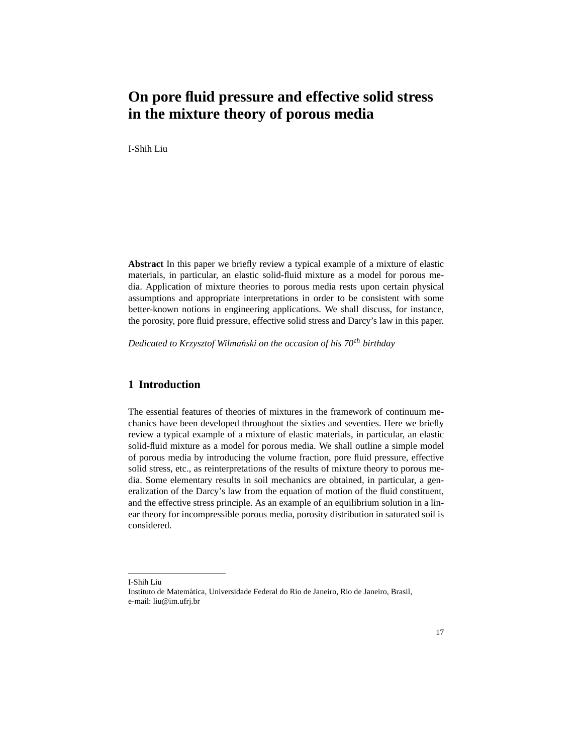# On pore fluid pressure and effective solid stress in the mixture theory of porous media

I-Shih Liu

**Abstract** In this paper we briefly review a typical example of a mixture of elastic materials, in particular, an elastic solid-fluid mixture as a model for porous media. Application of mixture theories to porous media rests upon certain physical assumptions and appropriate interpretations in order to be consistent with some better-known notions in engineering applications. We shall discuss, for instance, the porosity, pore fluid pressure, effective solid stress and Darcy's law in this paper.

*Dedicated to Krzysztof Wilmański on the occasion of his $70^{th}$ birthday*

## 1 Introduction

The essential features of theories of mixtures in the framework of continuum mechanics have been developed throughout the sixties and seventies. Here we briefly review a typical example of a mixture of elastic materials, in particular, an elastic solid-fluid mixture as a model for porous media. We shall outline a simple model of porous media by introducing the volume fraction, pore fluid pressure, effective solid stress, etc., as reinterpretations of the results of mixture theory to porous media. Some elementary results in soil mechanics are obtained, in particular, a generalization of the Darcy's law from the equation of motion of the fluid constituent, and the effective stress principle. As an example of an equilibrium solution in a linear theory for incompressible porous media, porosity distribution in saturated soil is considered.

---

I-Shih Liu
Instituto de Matemática, Universidade Federal do Rio de Janeiro, Rio de Janeiro, Brasil,
e-mail: liu@im.ufrj.br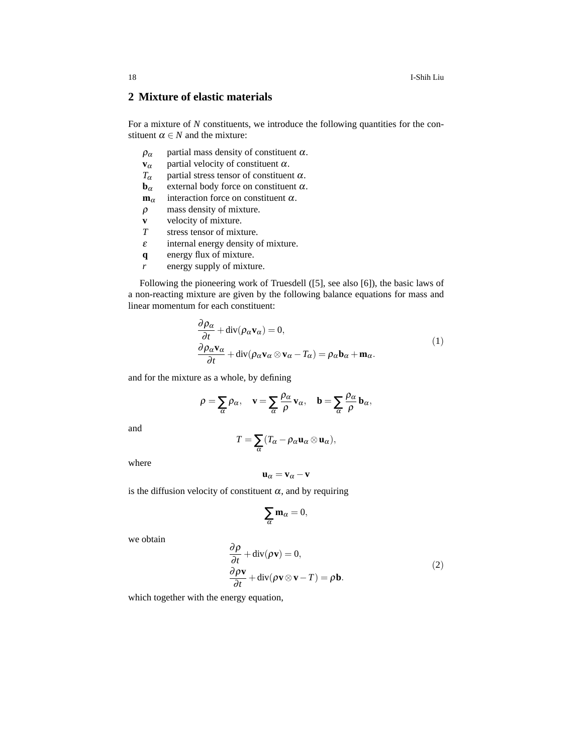## 2 Mixture of elastic materials

For a mixture of $N$ constituents, we introduce the following quantities for the constituent $\alpha \in N$ and the mixture:

- $\rho_\alpha$ partial mass density of constituent $\alpha$.
- $\mathbf{v}_\alpha$ partial velocity of constituent $\alpha$.
- $T_\alpha$ partial stress tensor of constituent $\alpha$.
- $\mathbf{b}_\alpha$ external body force on constituent $\alpha$.
- $\mathbf{m}_\alpha$ interaction force on constituent $\alpha$.
- $\rho$ mass density of mixture.
- $\mathbf{v}$ velocity of mixture.
- $T$ stress tensor of mixture.
- $\varepsilon$ internal energy density of mixture.
- $\mathbf{q}$ energy flux of mixture.
- $r$ energy supply of mixture.

Following the pioneering work of Truesdell ([5], see also [6]), the basic laws of a non-reacting mixture are given by the following balance equations for mass and linear momentum for each constituent:

$$
\begin{aligned}
&\frac{\partial \rho_\alpha}{\partial t} + \operatorname{div}(\rho_\alpha \mathbf{v}_\alpha) = 0, \\
&\frac{\partial \rho_\alpha \mathbf{v}_\alpha}{\partial t} + \operatorname{div}(\rho_\alpha \mathbf{v}_\alpha \otimes \mathbf{v}_\alpha - T_\alpha) = \rho_\alpha \mathbf{b}_\alpha + \mathbf{m}_\alpha.
\end{aligned}
\tag{1}
$$

and for the mixture as a whole, by defining

$$
\rho = \sum_\alpha \rho_\alpha, \quad \mathbf{v} = \sum_\alpha \frac{\rho_\alpha}{\rho} \mathbf{v}_\alpha, \quad \mathbf{b} = \sum_\alpha \frac{\rho_\alpha}{\rho} \mathbf{b}_\alpha,
$$

and

$$
T = \sum_\alpha (T_\alpha - \rho_\alpha \mathbf{u}_\alpha \otimes \mathbf{u}_\alpha),
$$

where

$$
\mathbf{u}_\alpha = \mathbf{v}_\alpha - \mathbf{v}
$$

is the diffusion velocity of constituent $\alpha$, and by requiring

$$
\sum_\alpha \mathbf{m}_\alpha = 0,
$$

we obtain

$$
\begin{aligned}
&\frac{\partial \rho}{\partial t} + \operatorname{div}(\rho \mathbf{v}) = 0, \\
&\frac{\partial \rho \mathbf{v}}{\partial t} + \operatorname{div}(\rho \mathbf{v} \otimes \mathbf{v} - T) = \rho \mathbf{b}.
\end{aligned}
\tag{2}
$$

which together with the energy equation,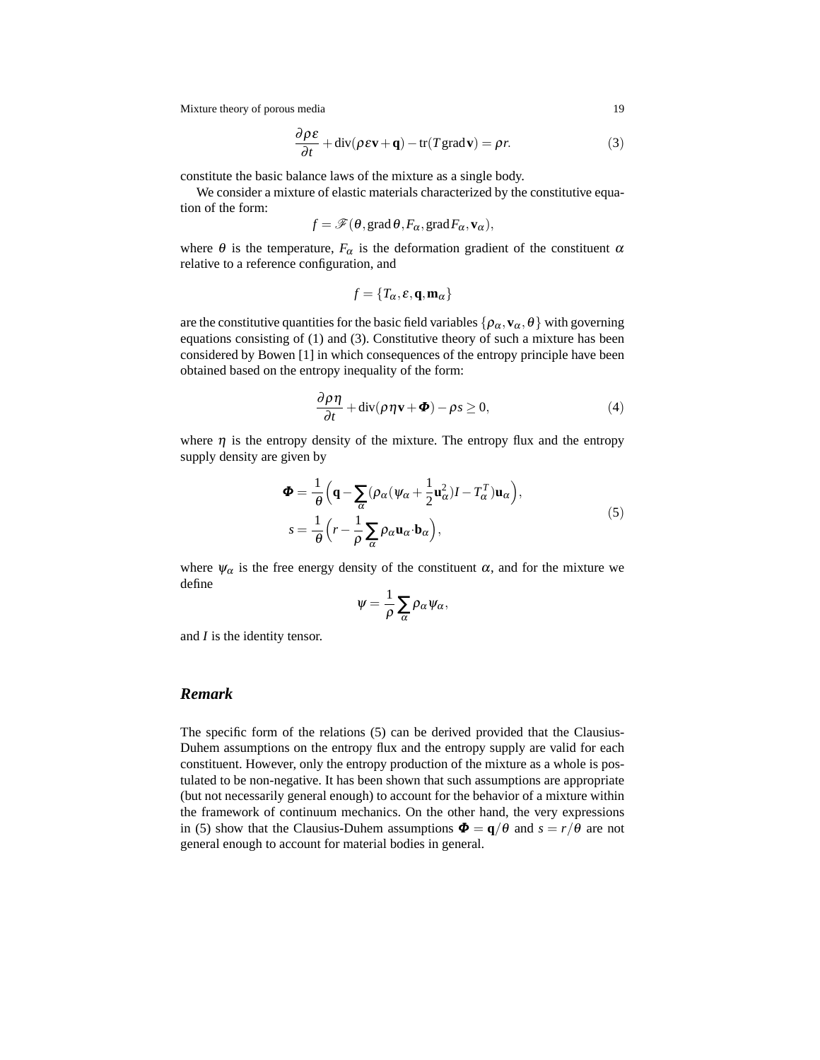$$\frac{\partial \rho \varepsilon}{\partial t} + \operatorname{div}(\rho \varepsilon \mathbf{v} + \mathbf{q}) - \operatorname{tr}(T \operatorname{grad} \mathbf{v}) = \rho r. \tag{3}$$

constitute the basic balance laws of the mixture as a single body.

We consider a mixture of elastic materials characterized by the constitutive equation of the form:

$$f = \mathscr{F}(\theta, \operatorname{grad} \theta, F_\alpha, \operatorname{grad} F_\alpha, \mathbf{v}_\alpha),$$

where $\theta$ is the temperature, $F_\alpha$ is the deformation gradient of the constituent $\alpha$ relative to a reference configuration, and

$$f = \{T_\alpha, \varepsilon, \mathbf{q}, \mathbf{m}_\alpha\}$$

are the constitutive quantities for the basic field variables $\{\rho_\alpha, \mathbf{v}_\alpha, \theta\}$ with governing equations consisting of (1) and (3). Constitutive theory of such a mixture has been considered by Bowen [1] in which consequences of the entropy principle have been obtained based on the entropy inequality of the form:

$$\frac{\partial \rho \eta}{\partial t} + \operatorname{div}(\rho \eta \mathbf{v} + \boldsymbol{\Phi}) - \rho s \geq 0, \tag{4}$$

where $\eta$ is the entropy density of the mixture. The entropy flux and the entropy supply density are given by

$$\begin{aligned}
\boldsymbol{\Phi} &= \frac{1}{\theta}\Big(\mathbf{q} - \sum_\alpha (\rho_\alpha(\psi_\alpha + \frac{1}{2}\mathbf{u}_\alpha^2)I - T_\alpha^T)\mathbf{u}_\alpha\Big), \\
s &= \frac{1}{\theta}\Big(r - \frac{1}{\rho}\sum_\alpha \rho_\alpha \mathbf{u}_\alpha \cdot \mathbf{b}_\alpha\Big),
\end{aligned} \tag{5}$$

where $\psi_\alpha$ is the free energy density of the constituent $\alpha$, and for the mixture we define

$$\psi = \frac{1}{\rho}\sum_\alpha \rho_\alpha \psi_\alpha,$$

and $I$ is the identity tensor.

### *Remark*

The specific form of the relations (5) can be derived provided that the Clausius-Duhem assumptions on the entropy flux and the entropy supply are valid for each constituent. However, only the entropy production of the mixture as a whole is postulated to be non-negative. It has been shown that such assumptions are appropriate (but not necessarily general enough) to account for the behavior of a mixture within the framework of continuum mechanics. On the other hand, the very expressions in (5) show that the Clausius-Duhem assumptions $\boldsymbol{\Phi} = \mathbf{q}/\theta$ and $s = r/\theta$ are not general enough to account for material bodies in general.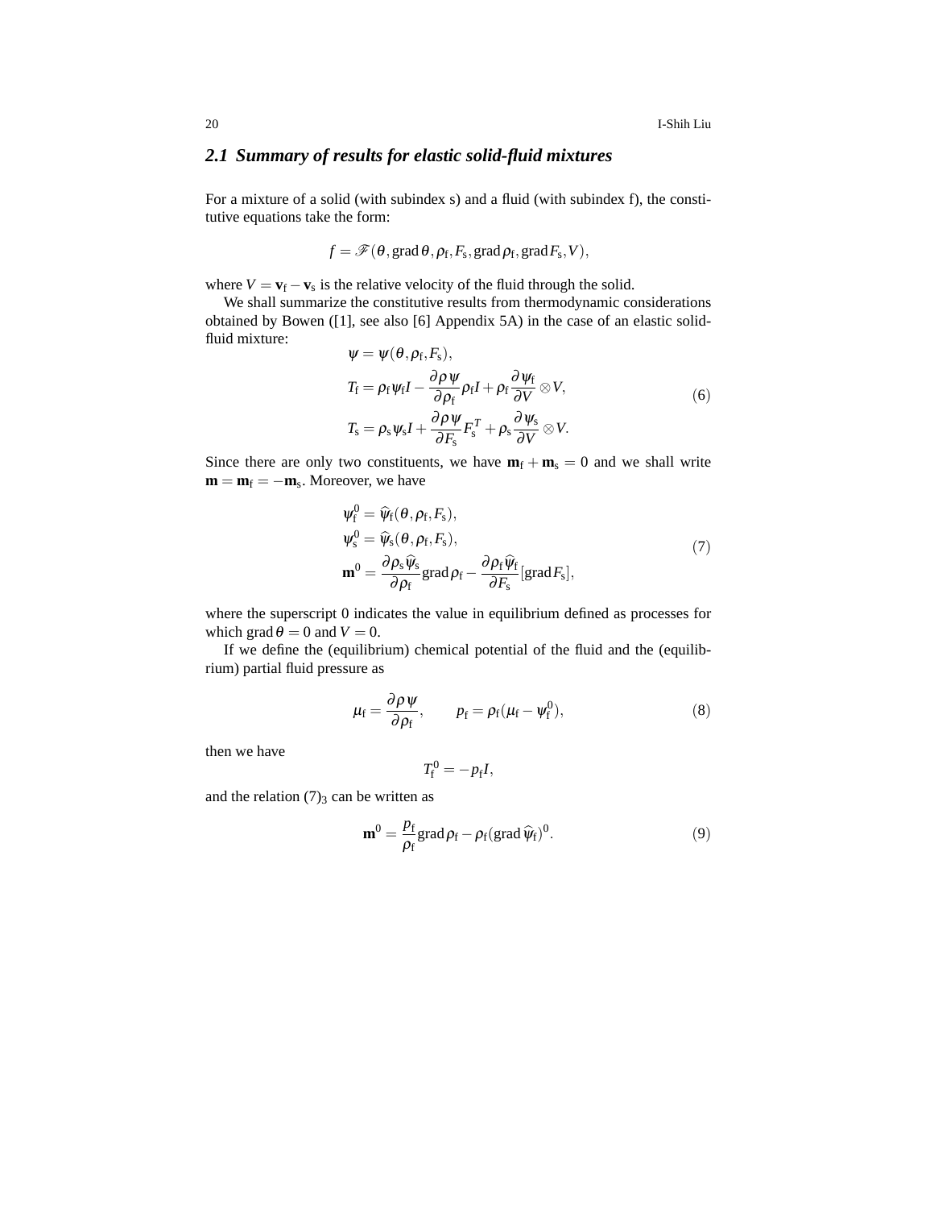### 2.1 Summary of results for elastic solid-fluid mixtures

For a mixture of a solid (with subindex s) and a fluid (with subindex f), the constitutive equations take the form:

$$f = \mathscr{F}(\theta, \operatorname{grad}\theta, \rho_{\mathrm{f}}, F_{\mathrm{s}}, \operatorname{grad}\rho_{\mathrm{f}}, \operatorname{grad}F_{\mathrm{s}}, V),$$

where $V = \mathbf{v}_{\mathrm{f}} - \mathbf{v}_{\mathrm{s}}$ is the relative velocity of the fluid through the solid.

We shall summarize the constitutive results from thermodynamic considerations obtained by Bowen ([1], see also [6] Appendix 5A) in the case of an elastic solid-fluid mixture:

$$\begin{aligned}
&\psi = \psi(\theta, \rho_{\mathrm{f}}, F_{\mathrm{s}}),\\
&T_{\mathrm{f}} = \rho_{\mathrm{f}}\psi_{\mathrm{f}} I - \frac{\partial \rho\psi}{\partial \rho_{\mathrm{f}}}\rho_{\mathrm{f}} I + \rho_{\mathrm{f}}\frac{\partial \psi_{\mathrm{f}}}{\partial V}\otimes V,\\
&T_{\mathrm{s}} = \rho_{\mathrm{s}}\psi_{\mathrm{s}} I + \frac{\partial \rho\psi}{\partial F_{\mathrm{s}}}F_{\mathrm{s}}^{T} + \rho_{\mathrm{s}}\frac{\partial \psi_{\mathrm{s}}}{\partial V}\otimes V.
\end{aligned}\tag{6}$$

Since there are only two constituents, we have $\mathbf{m}_{\mathrm{f}} + \mathbf{m}_{\mathrm{s}} = 0$ and we shall write $\mathbf{m} = \mathbf{m}_{\mathrm{f}} = -\mathbf{m}_{\mathrm{s}}$. Moreover, we have

$$\begin{aligned}
&\psi_{\mathrm{f}}^{0} = \widehat{\psi}_{\mathrm{f}}(\theta, \rho_{\mathrm{f}}, F_{\mathrm{s}}),\\
&\psi_{\mathrm{s}}^{0} = \widehat{\psi}_{\mathrm{s}}(\theta, \rho_{\mathrm{f}}, F_{\mathrm{s}}),\\
&\mathbf{m}^{0} = \frac{\partial \rho_{\mathrm{s}}\widehat{\psi}_{\mathrm{s}}}{\partial \rho_{\mathrm{f}}}\operatorname{grad}\rho_{\mathrm{f}} - \frac{\partial \rho_{\mathrm{f}}\widehat{\psi}_{\mathrm{f}}}{\partial F_{\mathrm{s}}}[\operatorname{grad}F_{\mathrm{s}}],
\end{aligned}\tag{7}$$

where the superscript 0 indicates the value in equilibrium defined as processes for which $\operatorname{grad}\theta = 0$ and $V = 0$.

If we define the (equilibrium) chemical potential of the fluid and the (equilibrium) partial fluid pressure as

$$\mu_{\mathrm{f}} = \frac{\partial \rho\psi}{\partial \rho_{\mathrm{f}}}, \qquad p_{\mathrm{f}} = \rho_{\mathrm{f}}(\mu_{\mathrm{f}} - \psi_{\mathrm{f}}^{0}),\tag{8}$$

then we have

$$T_{\mathrm{f}}^{0} = -p_{\mathrm{f}} I,$$

and the relation $(7)_3$ can be written as

$$\mathbf{m}^{0} = \frac{p_{\mathrm{f}}}{\rho_{\mathrm{f}}}\operatorname{grad}\rho_{\mathrm{f}} - \rho_{\mathrm{f}}(\operatorname{grad}\widehat{\psi}_{\mathrm{f}})^{0}.\tag{9}$$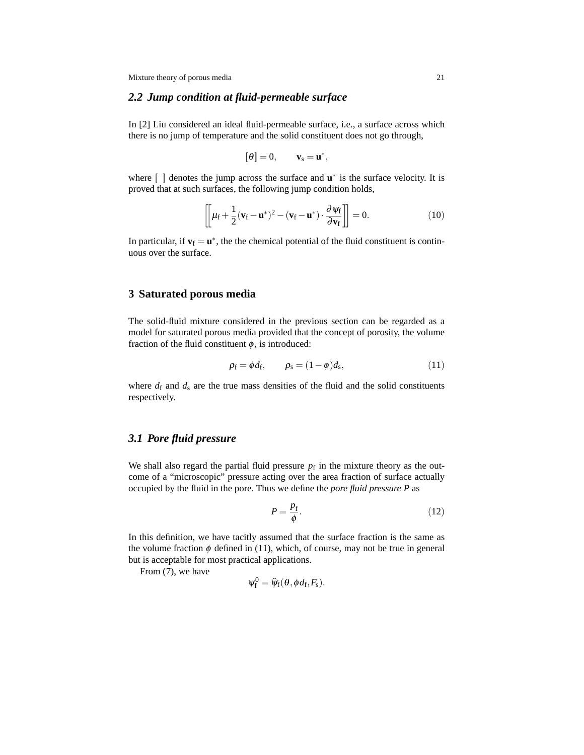### 2.2 Jump condition at fluid-permeable surface

In [2] Liu considered an ideal fluid-permeable surface, i.e., a surface across which there is no jump of temperature and the solid constituent does not go through,

$$[\theta] = 0, \qquad \mathbf{v}_\mathrm{s} = \mathbf{u}^*,$$

where $[\![ \ ]\!]$ denotes the jump across the surface and $\mathbf{u}^*$ is the surface velocity. It is proved that at such surfaces, the following jump condition holds,

$$\left[\!\!\left[ \mu_\mathrm{f} + \frac{1}{2}(\mathbf{v}_\mathrm{f} - \mathbf{u}^*)^2 - (\mathbf{v}_\mathrm{f} - \mathbf{u}^*) \cdot \frac{\partial \psi_\mathrm{f}}{\partial \mathbf{v}_\mathrm{f}} \right]\!\!\right] = 0. \tag{10}$$

In particular, if $\mathbf{v}_\mathrm{f} = \mathbf{u}^*$, the the chemical potential of the fluid constituent is continuous over the surface.

## 3 Saturated porous media

The solid-fluid mixture considered in the previous section can be regarded as a model for saturated porous media provided that the concept of porosity, the volume fraction of the fluid constituent $\phi$, is introduced:

$$\rho_\mathrm{f} = \phi d_\mathrm{f}, \qquad \rho_\mathrm{s} = (1-\phi) d_\mathrm{s}, \tag{11}$$

where $d_\mathrm{f}$ and $d_\mathrm{s}$ are the true mass densities of the fluid and the solid constituents respectively.

### 3.1 Pore fluid pressure

We shall also regard the partial fluid pressure $p_\mathrm{f}$ in the mixture theory as the outcome of a "microscopic" pressure acting over the area fraction of surface actually occupied by the fluid in the pore. Thus we define the *pore fluid pressure P* as

$$P = \frac{p_\mathrm{f}}{\phi}. \tag{12}$$

In this definition, we have tacitly assumed that the surface fraction is the same as the volume fraction $\phi$ defined in (11), which, of course, may not be true in general but is acceptable for most practical applications.

From (7), we have

$$\psi_\mathrm{f}^0 = \widehat{\psi}_\mathrm{f}(\theta, \phi d_\mathrm{f}, F_\mathrm{s}).$$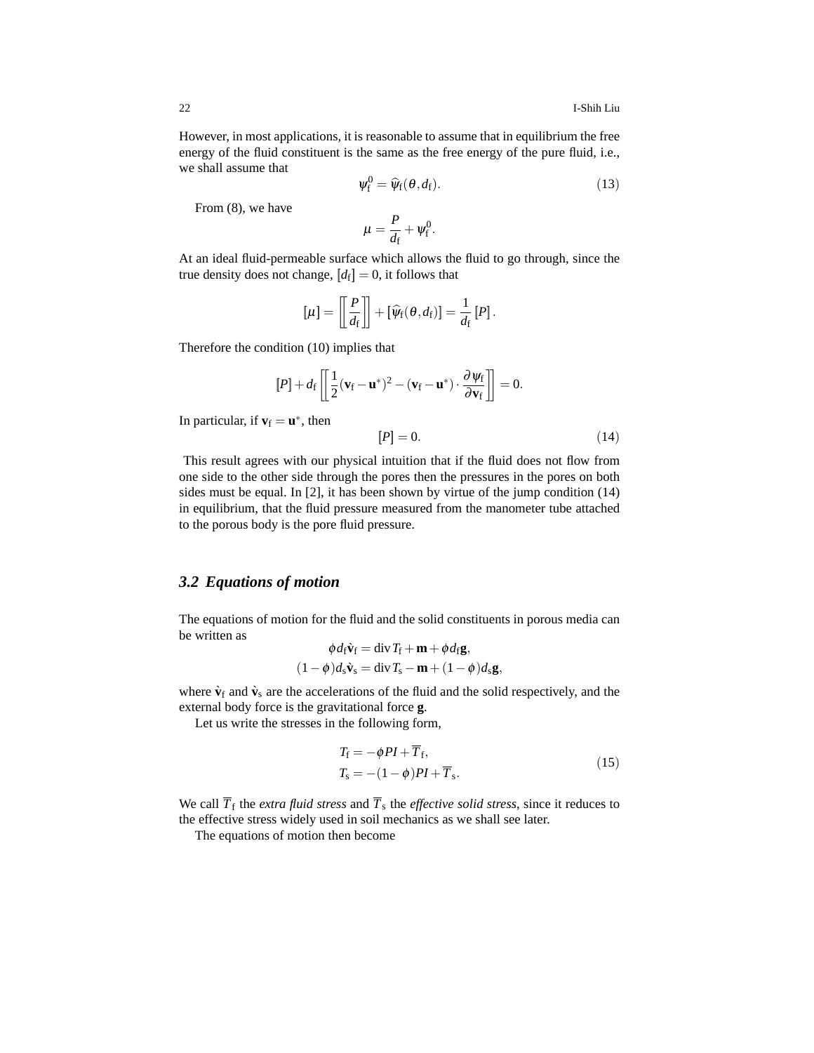However, in most applications, it is reasonable to assume that in equilibrium the free energy of the fluid constituent is the same as the free energy of the pure fluid, i.e., we shall assume that

$$\psi_{\mathrm{f}}^0 = \widehat{\psi}_{\mathrm{f}}(\theta, d_{\mathrm{f}}). \tag{13}$$

From (8), we have

$$\mu = \frac{P}{d_{\mathrm{f}}} + \psi_{\mathrm{f}}^0.$$

At an ideal fluid-permeable surface which allows the fluid to go through, since the true density does not change, $[\![d_{\mathrm{f}}]\!] = 0$, it follows that

$$[\![\mu]\!] = \left[\!\!\left[\frac{P}{d_{\mathrm{f}}}\right]\!\!\right] + [\![\widehat{\psi}_{\mathrm{f}}(\theta, d_{\mathrm{f}})]\!] = \frac{1}{d_{\mathrm{f}}}[\![P]\!].$$

Therefore the condition (10) implies that

$$[\![P]\!] + d_{\mathrm{f}} \left[\!\!\left[\frac{1}{2}(\mathbf{v}_{\mathrm{f}} - \mathbf{u}^*)^2 - (\mathbf{v}_{\mathrm{f}} - \mathbf{u}^*) \cdot \frac{\partial \psi_{\mathrm{f}}}{\partial \mathbf{v}_{\mathrm{f}}}\right]\!\!\right] = 0.$$

In particular, if $\mathbf{v}_{\mathrm{f}} = \mathbf{u}^*$, then

$$[\![P]\!] = 0. \tag{14}$$

This result agrees with our physical intuition that if the fluid does not flow from one side to the other side through the pores then the pressures in the pores on both sides must be equal. In [2], it has been shown by virtue of the jump condition (14) in equilibrium, that the fluid pressure measured from the manometer tube attached to the porous body is the pore fluid pressure.

### *3.2 Equations of motion*

The equations of motion for the fluid and the solid constituents in porous media can be written as

$$\begin{aligned}
\phi d_{\mathrm{f}} \dot{\mathbf{v}}_{\mathrm{f}} &= \operatorname{div} T_{\mathrm{f}} + \mathbf{m} + \phi d_{\mathrm{f}} \mathbf{g}, \\
(1-\phi) d_{\mathrm{s}} \dot{\mathbf{v}}_{\mathrm{s}} &= \operatorname{div} T_{\mathrm{s}} - \mathbf{m} + (1-\phi) d_{\mathrm{s}} \mathbf{g},
\end{aligned}$$

where $\dot{\mathbf{v}}_{\mathrm{f}}$ and $\dot{\mathbf{v}}_{\mathrm{s}}$ are the accelerations of the fluid and the solid respectively, and the external body force is the gravitational force $\mathbf{g}$.

Let us write the stresses in the following form,

$$\begin{aligned}
T_{\mathrm{f}} &= -\phi P I + \overline{T}_{\mathrm{f}}, \\
T_{\mathrm{s}} &= -(1-\phi) P I + \overline{T}_{\mathrm{s}}.
\end{aligned} \tag{15}$$

We call $\overline{T}_{\mathrm{f}}$ the *extra fluid stress* and $\overline{T}_{\mathrm{s}}$ the *effective solid stress*, since it reduces to the effective stress widely used in soil mechanics as we shall see later.

The equations of motion then become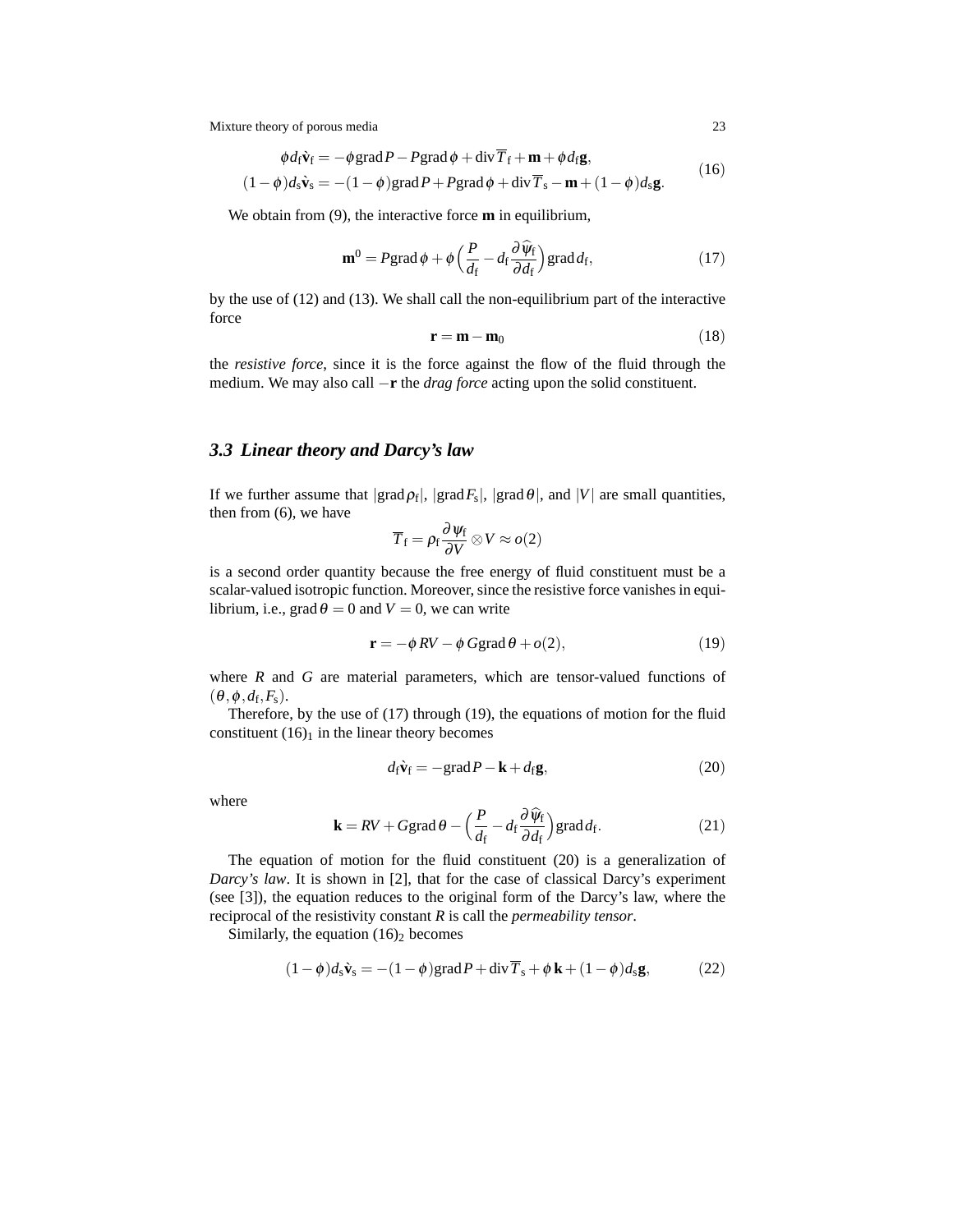$$
\begin{aligned}
\phi d_{\mathrm{f}} \hat{\mathbf{v}}_{\mathrm{f}} &= -\phi \operatorname{grad} P - P \operatorname{grad} \phi + \operatorname{div} \overline{T}_{\mathrm{f}} + \mathbf{m} + \phi d_{\mathrm{f}} \mathbf{g}, \\
(1-\phi) d_{\mathrm{s}} \hat{\mathbf{v}}_{\mathrm{s}} &= -(1-\phi) \operatorname{grad} P + P \operatorname{grad} \phi + \operatorname{div} \overline{T}_{\mathrm{s}} - \mathbf{m} + (1-\phi) d_{\mathrm{s}} \mathbf{g}.
\end{aligned}
\tag{16}
$$

We obtain from (9), the interactive force $\mathbf{m}$ in equilibrium,

$$
\mathbf{m}^0 = P \operatorname{grad} \phi + \phi \Big( \frac{P}{d_{\mathrm{f}}} - d_{\mathrm{f}} \frac{\partial \widehat{\psi}_{\mathrm{f}}}{\partial d_{\mathrm{f}}} \Big) \operatorname{grad} d_{\mathrm{f}}, \tag{17}
$$

by the use of (12) and (13). We shall call the non-equilibrium part of the interactive force

$$
\mathbf{r} = \mathbf{m} - \mathbf{m}_0 \tag{18}
$$

the *resistive force*, since it is the force against the flow of the fluid through the medium. We may also call $-\mathbf{r}$ the *drag force* acting upon the solid constituent.

### 3.3 Linear theory and Darcy's law

If we further assume that $|\operatorname{grad} \rho_{\mathrm{f}}|$, $|\operatorname{grad} F_{\mathrm{s}}|$, $|\operatorname{grad} \theta|$, and $|V|$ are small quantities, then from (6), we have

$$
\overline{T}_{\mathrm{f}} = \rho_{\mathrm{f}} \frac{\partial \psi_{\mathrm{f}}}{\partial V} \otimes V \approx o(2)
$$

is a second order quantity because the free energy of fluid constituent must be a scalar-valued isotropic function. Moreover, since the resistive force vanishes in equilibrium, i.e., $\operatorname{grad} \theta = 0$ and $V = 0$, we can write

$$
\mathbf{r} = -\phi\, RV - \phi\, G \operatorname{grad} \theta + o(2), \tag{19}
$$

where $R$ and $G$ are material parameters, which are tensor-valued functions of $(\theta, \phi, d_{\mathrm{f}}, F_{\mathrm{s}})$.

Therefore, by the use of (17) through (19), the equations of motion for the fluid constituent $(16)_1$ in the linear theory becomes

$$
d_{\mathrm{f}} \hat{\mathbf{v}}_{\mathrm{f}} = -\operatorname{grad} P - \mathbf{k} + d_{\mathrm{f}} \mathbf{g}, \tag{20}
$$

where

$$
\mathbf{k} = RV + G \operatorname{grad} \theta - \Big( \frac{P}{d_{\mathrm{f}}} - d_{\mathrm{f}} \frac{\partial \widehat{\psi}_{\mathrm{f}}}{\partial d_{\mathrm{f}}} \Big) \operatorname{grad} d_{\mathrm{f}}. \tag{21}
$$

The equation of motion for the fluid constituent (20) is a generalization of *Darcy's law*. It is shown in [2], that for the case of classical Darcy's experiment (see [3]), the equation reduces to the original form of the Darcy's law, where the reciprocal of the resistivity constant $R$ is call the *permeability tensor*.

Similarly, the equation $(16)_2$ becomes

$$
(1-\phi) d_{\mathrm{s}} \hat{\mathbf{v}}_{\mathrm{s}} = -(1-\phi) \operatorname{grad} P + \operatorname{div} \overline{T}_{\mathrm{s}} + \phi\, \mathbf{k} + (1-\phi) d_{\mathrm{s}} \mathbf{g}, \tag{22}
$$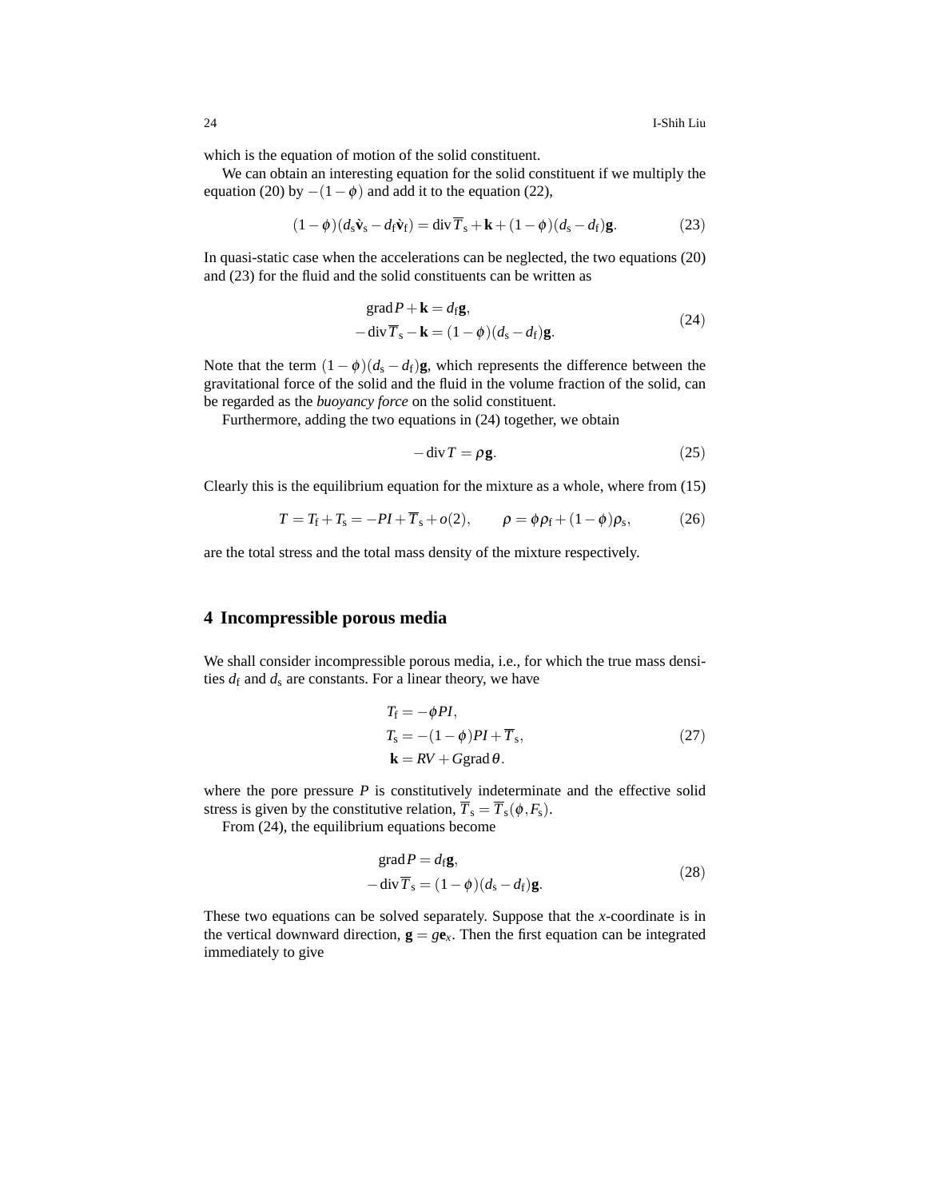which is the equation of motion of the solid constituent.

We can obtain an interesting equation for the solid constituent if we multiply the equation (20) by $-(1-\phi)$ and add it to the equation (22),

$$(1-\phi)(d_s\dot{\mathbf{v}}_s - d_f\dot{\mathbf{v}}_f) = \operatorname{div}\overline{T}_s + \mathbf{k} + (1-\phi)(d_s - d_f)\mathbf{g}. \tag{23}$$

In quasi-static case when the accelerations can be neglected, the two equations (20) and (23) for the fluid and the solid constituents can be written as

$$\begin{aligned} &\operatorname{grad} P + \mathbf{k} = d_f\mathbf{g}, \\ -&\operatorname{div}\overline{T}_s - \mathbf{k} = (1-\phi)(d_s - d_f)\mathbf{g}. \end{aligned} \tag{24}$$

Note that the term $(1-\phi)(d_s - d_f)\mathbf{g}$, which represents the difference between the gravitational force of the solid and the fluid in the volume fraction of the solid, can be regarded as the *buoyancy force* on the solid constituent.

Furthermore, adding the two equations in (24) together, we obtain

$$-\operatorname{div} T = \rho\mathbf{g}. \tag{25}$$

Clearly this is the equilibrium equation for the mixture as a whole, where from (15)

$$T = T_f + T_s = -PI + \overline{T}_s + o(2), \qquad \rho = \phi\rho_f + (1-\phi)\rho_s, \tag{26}$$

are the total stress and the total mass density of the mixture respectively.

## 4 Incompressible porous media

We shall consider incompressible porous media, i.e., for which the true mass densities $d_f$ and $d_s$ are constants. For a linear theory, we have

$$\begin{aligned} T_f &= -\phi PI, \\ T_s &= -(1-\phi)PI + \overline{T}_s, \\ \mathbf{k} &= RV + G\operatorname{grad}\theta. \end{aligned} \tag{27}$$

where the pore pressure $P$ is constitutively indeterminate and the effective solid stress is given by the constitutive relation, $\overline{T}_s = \overline{T}_s(\phi, F_s)$.

From (24), the equilibrium equations become

$$\begin{aligned} &\operatorname{grad} P = d_f\mathbf{g}, \\ -&\operatorname{div}\overline{T}_s = (1-\phi)(d_s - d_f)\mathbf{g}. \end{aligned} \tag{28}$$

These two equations can be solved separately. Suppose that the $x$-coordinate is in the vertical downward direction, $\mathbf{g} = g\mathbf{e}_x$. Then the first equation can be integrated immediately to give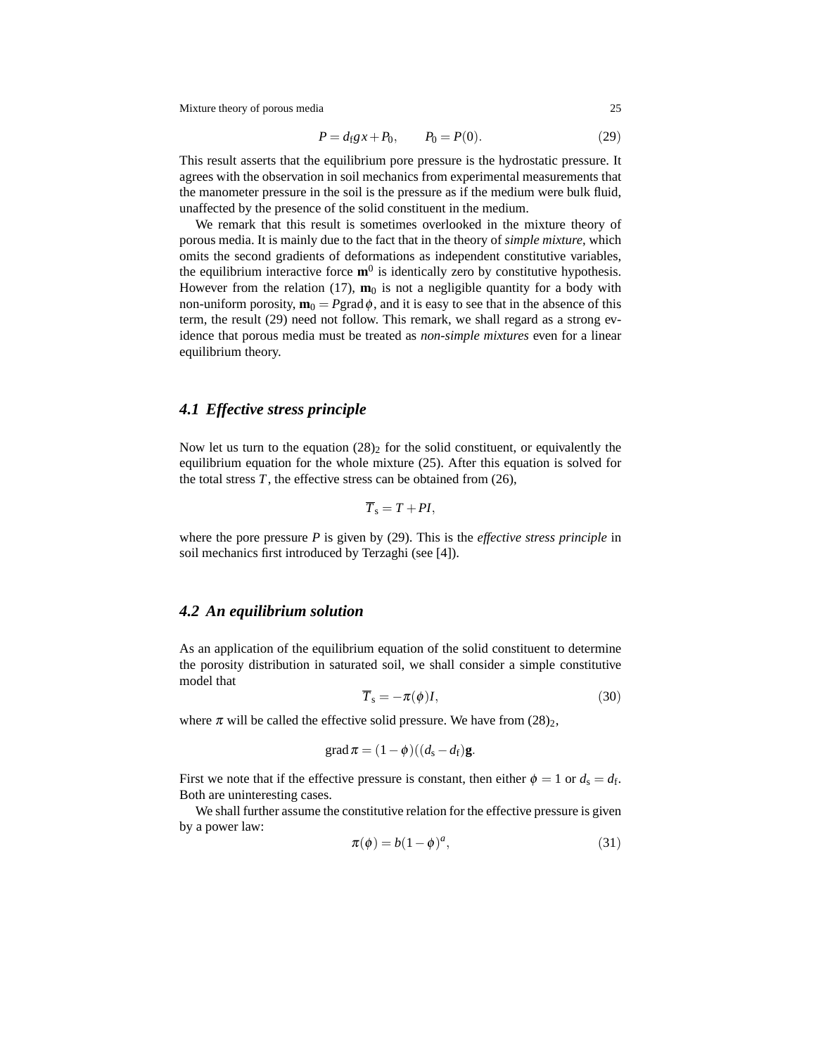$$P = d_f g x + P_0, \qquad P_0 = P(0). \tag{29}$$

This result asserts that the equilibrium pore pressure is the hydrostatic pressure. It agrees with the observation in soil mechanics from experimental measurements that the manometer pressure in the soil is the pressure as if the medium were bulk fluid, unaffected by the presence of the solid constituent in the medium.

We remark that this result is sometimes overlooked in the mixture theory of porous media. It is mainly due to the fact that in the theory of *simple mixture*, which omits the second gradients of deformations as independent constitutive variables, the equilibrium interactive force $\mathbf{m}^0$ is identically zero by constitutive hypothesis. However from the relation (17), $\mathbf{m}_0$ is not a negligible quantity for a body with non-uniform porosity, $\mathbf{m}_0 = P \operatorname{grad} \phi$, and it is easy to see that in the absence of this term, the result (29) need not follow. This remark, we shall regard as a strong evidence that porous media must be treated as *non-simple mixtures* even for a linear equilibrium theory.

### 4.1 Effective stress principle

Now let us turn to the equation $(28)_2$ for the solid constituent, or equivalently the equilibrium equation for the whole mixture (25). After this equation is solved for the total stress $T$, the effective stress can be obtained from (26),

$$\overline{T}_s = T + PI,$$

where the pore pressure $P$ is given by (29). This is the *effective stress principle* in soil mechanics first introduced by Terzaghi (see [4]).

### 4.2 An equilibrium solution

As an application of the equilibrium equation of the solid constituent to determine the porosity distribution in saturated soil, we shall consider a simple constitutive model that

$$\overline{T}_s = -\pi(\phi) I, \tag{30}$$

where $\pi$ will be called the effective solid pressure. We have from $(28)_2$,

$$\operatorname{grad} \pi = (1-\phi)((d_s - d_f)\mathbf{g}.$$

First we note that if the effective pressure is constant, then either $\phi = 1$ or $d_s = d_f$. Both are uninteresting cases.

We shall further assume the constitutive relation for the effective pressure is given by a power law:

$$\pi(\phi) = b(1-\phi)^a, \tag{31}$$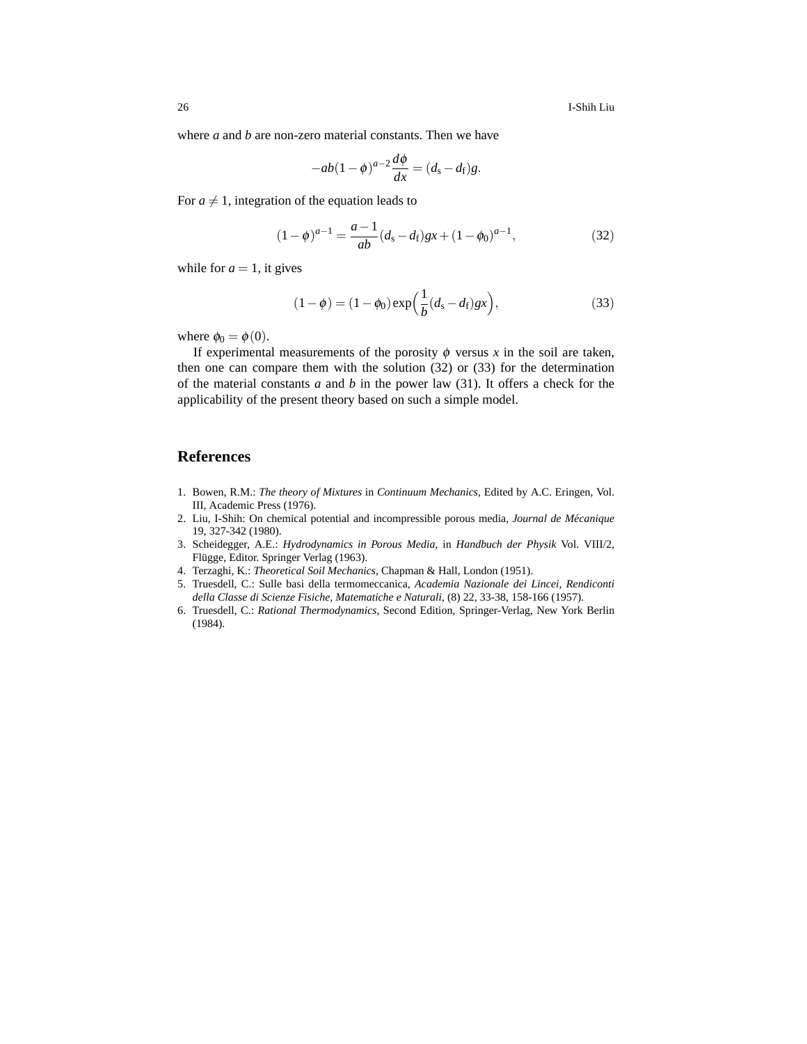where $a$ and $b$ are non-zero material constants. Then we have

$$-ab(1-\phi)^{a-2}\frac{d\phi}{dx} = (d_{\mathrm{s}} - d_{\mathrm{f}})g.$$

For $a \neq 1$, integration of the equation leads to

$$(1-\phi)^{a-1} = \frac{a-1}{ab}(d_{\mathrm{s}} - d_{\mathrm{f}})gx + (1-\phi_0)^{a-1}, \tag{32}$$

while for $a = 1$, it gives

$$(1-\phi) = (1-\phi_0)\exp\Big(\frac{1}{b}(d_{\mathrm{s}} - d_{\mathrm{f}})gx\Big), \tag{33}$$

where $\phi_0 = \phi(0)$.

If experimental measurements of the porosity $\phi$ versus $x$ in the soil are taken, then one can compare them with the solution (32) or (33) for the determination of the material constants $a$ and $b$ in the power law (31). It offers a check for the applicability of the present theory based on such a simple model.

## References

1. Bowen, R.M.: *The theory of Mixtures* in *Continuum Mechanics*, Edited by A.C. Eringen, Vol. III, Academic Press (1976).
2. Liu, I-Shih: On chemical potential and incompressible porous media, *Journal de Mécanique* 19, 327-342 (1980).
3. Scheidegger, A.E.: *Hydrodynamics in Porous Media*, in *Handbuch der Physik* Vol. VIII/2, Flügge, Editor. Springer Verlag (1963).
4. Terzaghi, K.: *Theoretical Soil Mechanics*, Chapman & Hall, London (1951).
5. Truesdell, C.: Sulle basi della termomeccanica, *Academia Nazionale dei Lincei, Rendiconti della Classe di Scienze Fisiche, Matematiche e Naturali*, (8) 22, 33-38, 158-166 (1957).
6. Truesdell, C.: *Rational Thermodynamics*, Second Edition, Springer-Verlag, New York Berlin (1984).